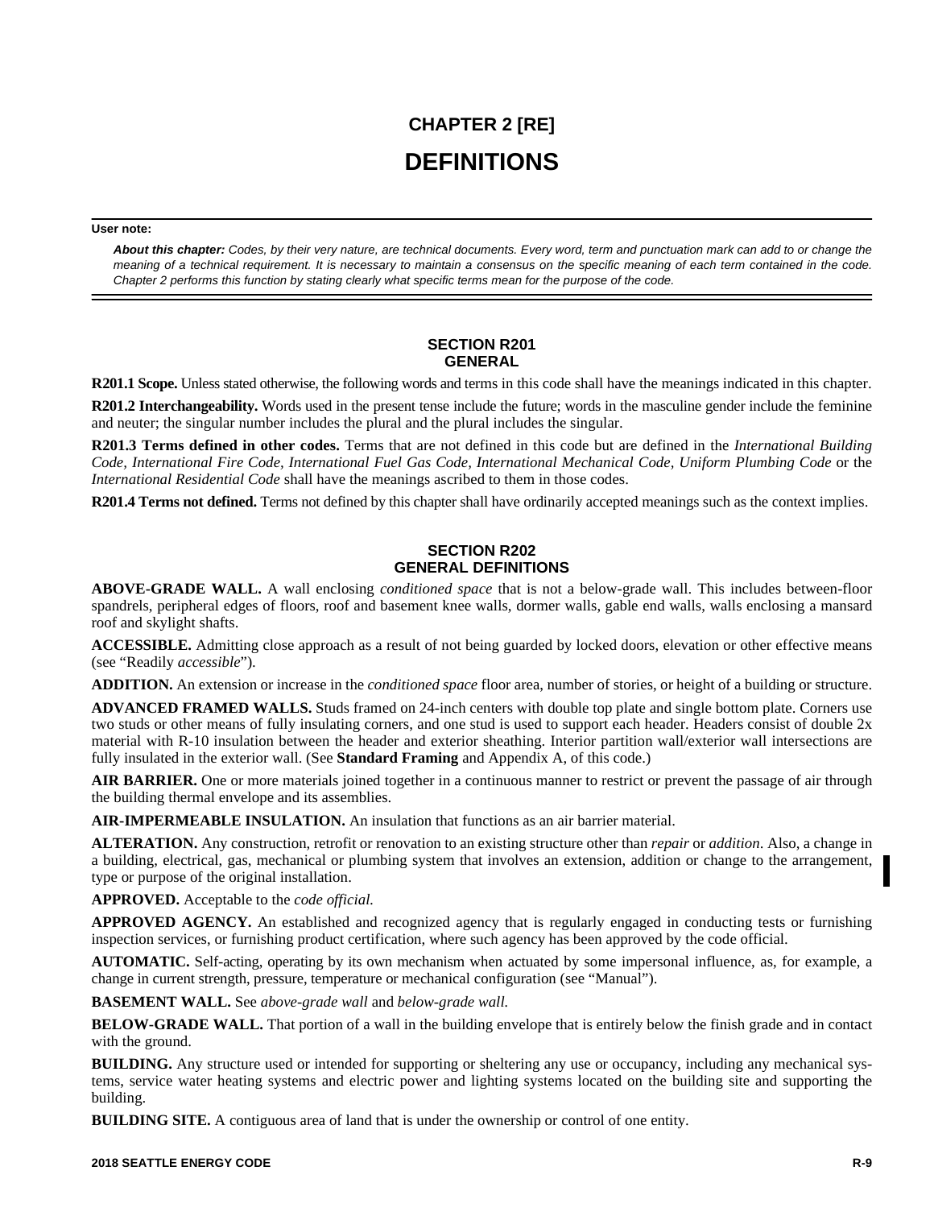# CHAPTER 2 [RE]

# DEFINITIONS

**User note:**

***About this chapter:*** *Codes, by their very nature, are technical documents. Every word, term and punctuation mark can add to or change the meaning of a technical requirement. It is necessary to maintain a consensus on the specific meaning of each term contained in the code. Chapter 2 performs this function by stating clearly what specific terms mean for the purpose of the code.*

## SECTION R201 GENERAL

**R201.1 Scope.** Unless stated otherwise, the following words and terms in this code shall have the meanings indicated in this chapter.

**R201.2 Interchangeability.** Words used in the present tense include the future; words in the masculine gender include the feminine and neuter; the singular number includes the plural and the plural includes the singular.

**R201.3 Terms defined in other codes.** Terms that are not defined in this code but are defined in the *International Building Code, International Fire Code, International Fuel Gas Code, International Mechanical Code, Uniform Plumbing Code* or the *International Residential Code* shall have the meanings ascribed to them in those codes.

**R201.4 Terms not defined.** Terms not defined by this chapter shall have ordinarily accepted meanings such as the context implies.

## SECTION R202 GENERAL DEFINITIONS

**ABOVE-GRADE WALL.** A wall enclosing *conditioned space* that is not a below-grade wall. This includes between-floor spandrels, peripheral edges of floors, roof and basement knee walls, dormer walls, gable end walls, walls enclosing a mansard roof and skylight shafts.

**ACCESSIBLE.** Admitting close approach as a result of not being guarded by locked doors, elevation or other effective means (see "Readily *accessible*").

**ADDITION.** An extension or increase in the *conditioned space* floor area, number of stories, or height of a building or structure.

**ADVANCED FRAMED WALLS.** Studs framed on 24-inch centers with double top plate and single bottom plate. Corners use two studs or other means of fully insulating corners, and one stud is used to support each header. Headers consist of double 2x material with R-10 insulation between the header and exterior sheathing. Interior partition wall/exterior wall intersections are fully insulated in the exterior wall. (See **Standard Framing** and Appendix A, of this code.)

**AIR BARRIER.** One or more materials joined together in a continuous manner to restrict or prevent the passage of air through the building thermal envelope and its assemblies.

**AIR-IMPERMEABLE INSULATION.** An insulation that functions as an air barrier material.

**ALTERATION.** Any construction, retrofit or renovation to an existing structure other than *repair* or *addition*. Also, a change in a building, electrical, gas, mechanical or plumbing system that involves an extension, addition or change to the arrangement, type or purpose of the original installation.

**APPROVED.** Acceptable to the *code official.*

**APPROVED AGENCY.** An established and recognized agency that is regularly engaged in conducting tests or furnishing inspection services, or furnishing product certification, where such agency has been approved by the code official.

**AUTOMATIC.** Self-acting, operating by its own mechanism when actuated by some impersonal influence, as, for example, a change in current strength, pressure, temperature or mechanical configuration (see "Manual").

**BASEMENT WALL.** See *above-grade wall* and *below-grade wall.*

**BELOW-GRADE WALL.** That portion of a wall in the building envelope that is entirely below the finish grade and in contact with the ground.

**BUILDING.** Any structure used or intended for supporting or sheltering any use or occupancy, including any mechanical systems, service water heating systems and electric power and lighting systems located on the building site and supporting the building.

**BUILDING SITE.** A contiguous area of land that is under the ownership or control of one entity.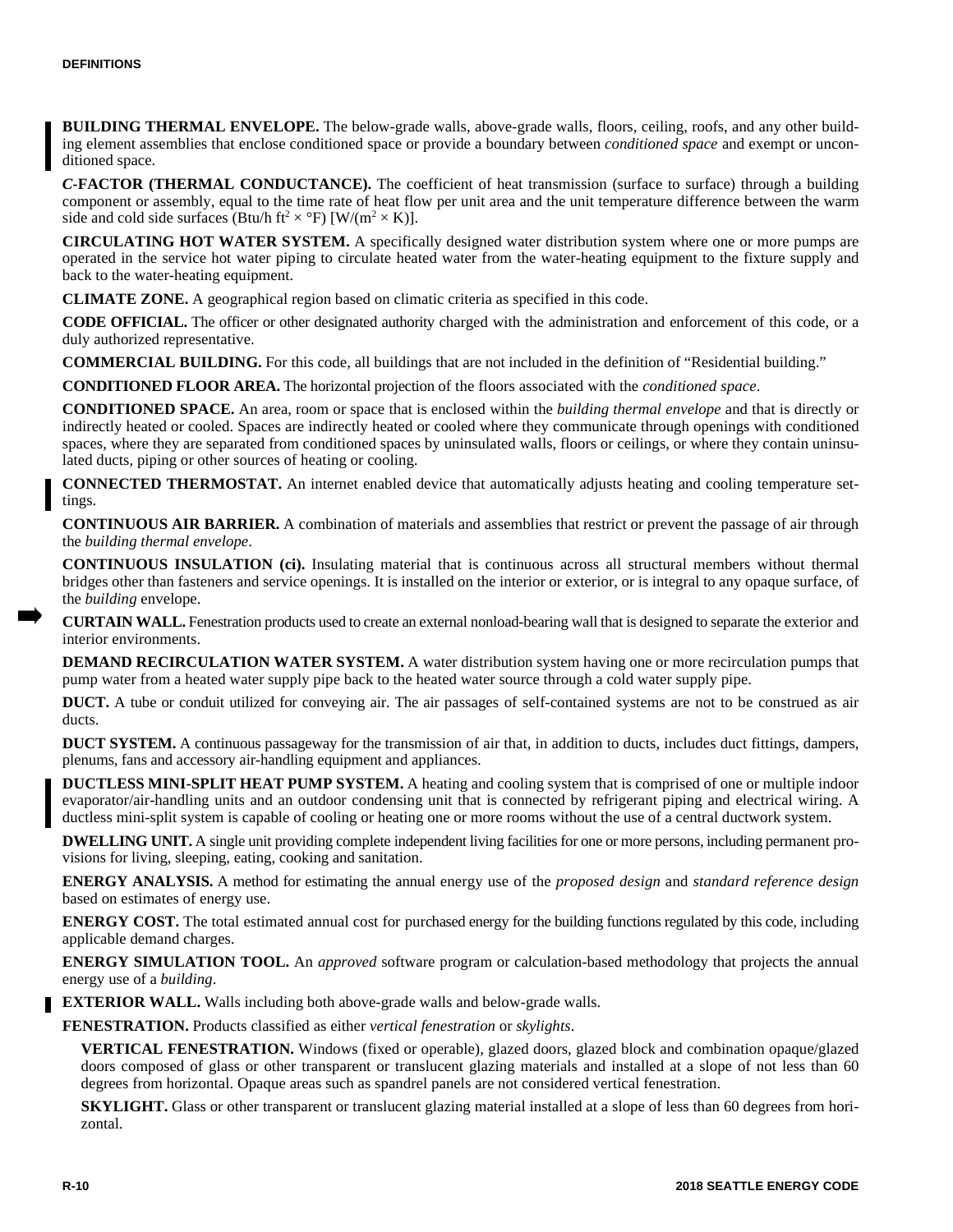**BUILDING THERMAL ENVELOPE.** The below-grade walls, above-grade walls, floors, ceiling, roofs, and any other building element assemblies that enclose conditioned space or provide a boundary between *conditioned space* and exempt or unconditioned space.

***C*-FACTOR (THERMAL CONDUCTANCE).** The coefficient of heat transmission (surface to surface) through a building component or assembly, equal to the time rate of heat flow per unit area and the unit temperature difference between the warm side and cold side surfaces (Btu/h $ft^2 \times °F$) [$W/(m^2 \times K)$].

**CIRCULATING HOT WATER SYSTEM.** A specifically designed water distribution system where one or more pumps are operated in the service hot water piping to circulate heated water from the water-heating equipment to the fixture supply and back to the water-heating equipment.

**CLIMATE ZONE.** A geographical region based on climatic criteria as specified in this code.

**CODE OFFICIAL.** The officer or other designated authority charged with the administration and enforcement of this code, or a duly authorized representative.

**COMMERCIAL BUILDING.** For this code, all buildings that are not included in the definition of "Residential building."

**CONDITIONED FLOOR AREA.** The horizontal projection of the floors associated with the *conditioned space*.

**CONDITIONED SPACE.** An area, room or space that is enclosed within the *building thermal envelope* and that is directly or indirectly heated or cooled. Spaces are indirectly heated or cooled where they communicate through openings with conditioned spaces, where they are separated from conditioned spaces by uninsulated walls, floors or ceilings, or where they contain uninsulated ducts, piping or other sources of heating or cooling.

**CONNECTED THERMOSTAT.** An internet enabled device that automatically adjusts heating and cooling temperature settings.

**CONTINUOUS AIR BARRIER.** A combination of materials and assemblies that restrict or prevent the passage of air through the *building thermal envelope*.

**CONTINUOUS INSULATION (ci).** Insulating material that is continuous across all structural members without thermal bridges other than fasteners and service openings. It is installed on the interior or exterior, or is integral to any opaque surface, of the *building* envelope.

**CURTAIN WALL.** Fenestration products used to create an external nonload-bearing wall that is designed to separate the exterior and interior environments.

**DEMAND RECIRCULATION WATER SYSTEM.** A water distribution system having one or more recirculation pumps that pump water from a heated water supply pipe back to the heated water source through a cold water supply pipe.

**DUCT.** A tube or conduit utilized for conveying air. The air passages of self-contained systems are not to be construed as air ducts.

**DUCT SYSTEM.** A continuous passageway for the transmission of air that, in addition to ducts, includes duct fittings, dampers, plenums, fans and accessory air-handling equipment and appliances.

**DUCTLESS MINI-SPLIT HEAT PUMP SYSTEM.** A heating and cooling system that is comprised of one or multiple indoor evaporator/air-handling units and an outdoor condensing unit that is connected by refrigerant piping and electrical wiring. A ductless mini-split system is capable of cooling or heating one or more rooms without the use of a central ductwork system.

**DWELLING UNIT.** A single unit providing complete independent living facilities for one or more persons, including permanent provisions for living, sleeping, eating, cooking and sanitation.

**ENERGY ANALYSIS.** A method for estimating the annual energy use of the *proposed design* and *standard reference design* based on estimates of energy use.

**ENERGY COST.** The total estimated annual cost for purchased energy for the building functions regulated by this code, including applicable demand charges.

**ENERGY SIMULATION TOOL.** An *approved* software program or calculation-based methodology that projects the annual energy use of a *building*.

**EXTERIOR WALL.** Walls including both above-grade walls and below-grade walls.

**FENESTRATION.** Products classified as either *vertical fenestration* or *skylights*.

**VERTICAL FENESTRATION.** Windows (fixed or operable), glazed doors, glazed block and combination opaque/glazed doors composed of glass or other transparent or translucent glazing materials and installed at a slope of not less than 60 degrees from horizontal. Opaque areas such as spandrel panels are not considered vertical fenestration.

**SKYLIGHT.** Glass or other transparent or translucent glazing material installed at a slope of less than 60 degrees from horizontal.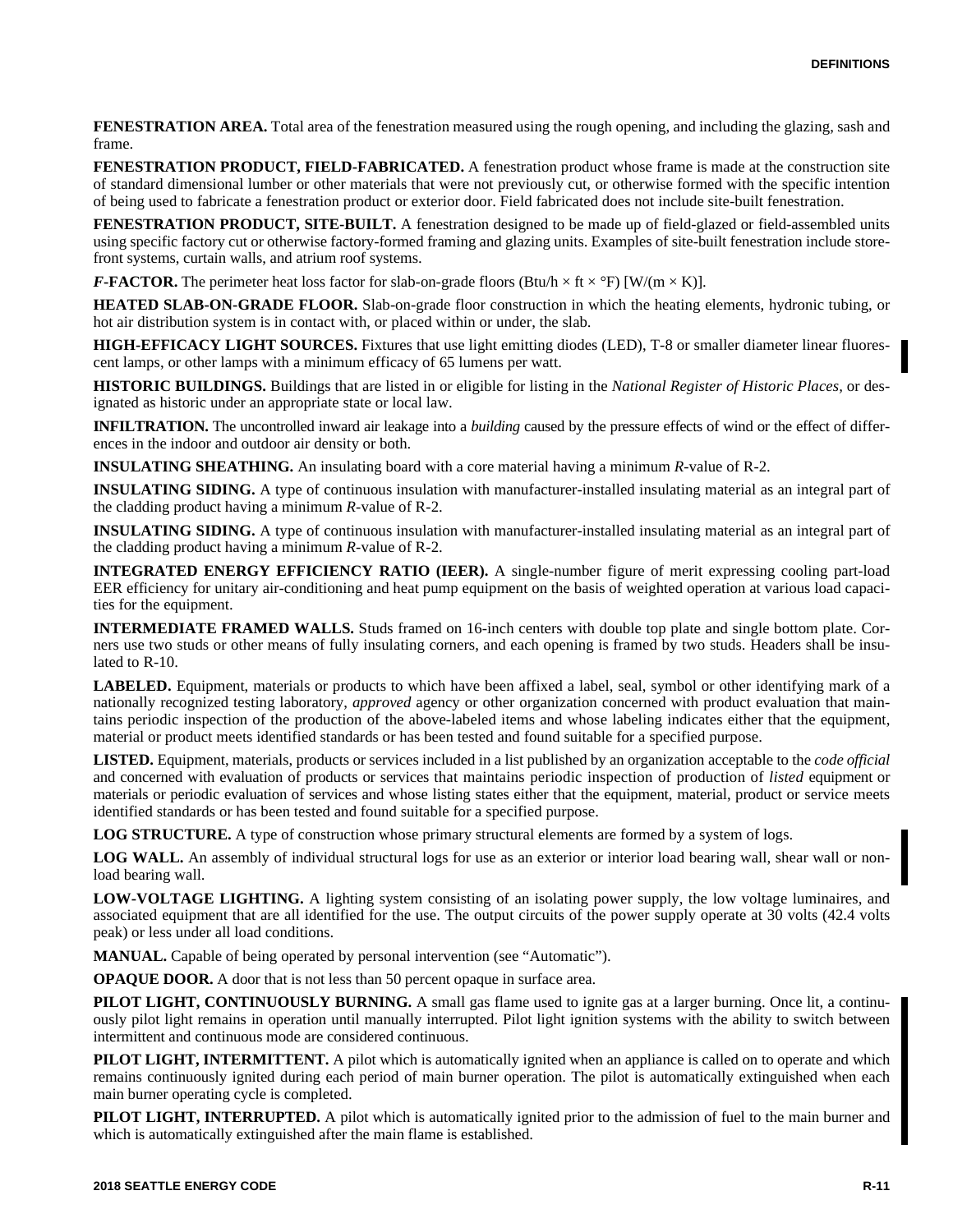**FENESTRATION AREA.** Total area of the fenestration measured using the rough opening, and including the glazing, sash and frame.

**FENESTRATION PRODUCT, FIELD-FABRICATED.** A fenestration product whose frame is made at the construction site of standard dimensional lumber or other materials that were not previously cut, or otherwise formed with the specific intention of being used to fabricate a fenestration product or exterior door. Field fabricated does not include site-built fenestration.

**FENESTRATION PRODUCT, SITE-BUILT.** A fenestration designed to be made up of field-glazed or field-assembled units using specific factory cut or otherwise factory-formed framing and glazing units. Examples of site-built fenestration include storefront systems, curtain walls, and atrium roof systems.

***F*-FACTOR.** The perimeter heat loss factor for slab-on-grade floors (Btu/h × ft × °F) [W/(m × K)].

**HEATED SLAB-ON-GRADE FLOOR.** Slab-on-grade floor construction in which the heating elements, hydronic tubing, or hot air distribution system is in contact with, or placed within or under, the slab.

**HIGH-EFFICACY LIGHT SOURCES.** Fixtures that use light emitting diodes (LED), T-8 or smaller diameter linear fluorescent lamps, or other lamps with a minimum efficacy of 65 lumens per watt.

**HISTORIC BUILDINGS.** Buildings that are listed in or eligible for listing in the *National Register of Historic Places*, or designated as historic under an appropriate state or local law.

**INFILTRATION.** The uncontrolled inward air leakage into a *building* caused by the pressure effects of wind or the effect of differences in the indoor and outdoor air density or both.

**INSULATING SHEATHING.** An insulating board with a core material having a minimum *R*-value of R-2.

**INSULATING SIDING.** A type of continuous insulation with manufacturer-installed insulating material as an integral part of the cladding product having a minimum *R*-value of R-2.

**INSULATING SIDING.** A type of continuous insulation with manufacturer-installed insulating material as an integral part of the cladding product having a minimum *R*-value of R-2.

**INTEGRATED ENERGY EFFICIENCY RATIO (IEER).** A single-number figure of merit expressing cooling part-load EER efficiency for unitary air-conditioning and heat pump equipment on the basis of weighted operation at various load capacities for the equipment.

**INTERMEDIATE FRAMED WALLS.** Studs framed on 16-inch centers with double top plate and single bottom plate. Corners use two studs or other means of fully insulating corners, and each opening is framed by two studs. Headers shall be insulated to R-10.

**LABELED.** Equipment, materials or products to which have been affixed a label, seal, symbol or other identifying mark of a nationally recognized testing laboratory, *approved* agency or other organization concerned with product evaluation that maintains periodic inspection of the production of the above-labeled items and whose labeling indicates either that the equipment, material or product meets identified standards or has been tested and found suitable for a specified purpose.

**LISTED.** Equipment, materials, products or services included in a list published by an organization acceptable to the *code official* and concerned with evaluation of products or services that maintains periodic inspection of production of *listed* equipment or materials or periodic evaluation of services and whose listing states either that the equipment, material, product or service meets identified standards or has been tested and found suitable for a specified purpose.

**LOG STRUCTURE.** A type of construction whose primary structural elements are formed by a system of logs.

**LOG WALL.** An assembly of individual structural logs for use as an exterior or interior load bearing wall, shear wall or nonload bearing wall.

**LOW-VOLTAGE LIGHTING.** A lighting system consisting of an isolating power supply, the low voltage luminaires, and associated equipment that are all identified for the use. The output circuits of the power supply operate at 30 volts (42.4 volts peak) or less under all load conditions.

**MANUAL.** Capable of being operated by personal intervention (see "Automatic").

**OPAQUE DOOR.** A door that is not less than 50 percent opaque in surface area.

**PILOT LIGHT, CONTINUOUSLY BURNING.** A small gas flame used to ignite gas at a larger burning. Once lit, a continuously pilot light remains in operation until manually interrupted. Pilot light ignition systems with the ability to switch between intermittent and continuous mode are considered continuous.

**PILOT LIGHT, INTERMITTENT.** A pilot which is automatically ignited when an appliance is called on to operate and which remains continuously ignited during each period of main burner operation. The pilot is automatically extinguished when each main burner operating cycle is completed.

**PILOT LIGHT, INTERRUPTED.** A pilot which is automatically ignited prior to the admission of fuel to the main burner and which is automatically extinguished after the main flame is established.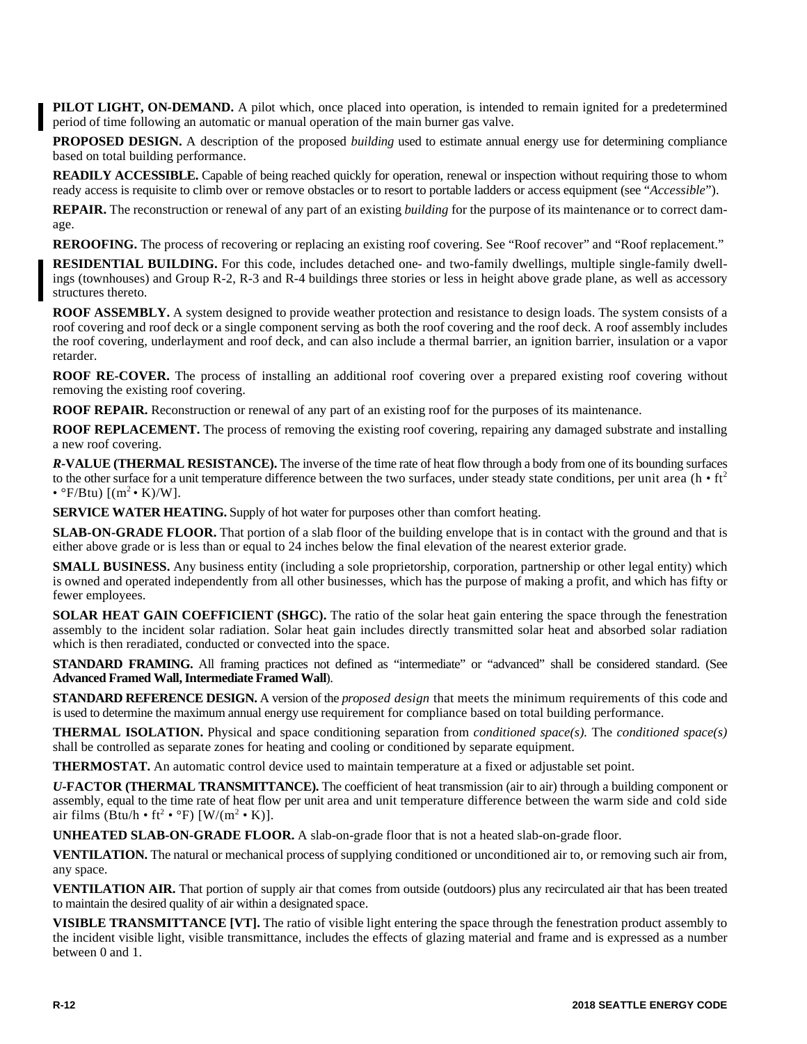**PILOT LIGHT, ON-DEMAND.** A pilot which, once placed into operation, is intended to remain ignited for a predetermined period of time following an automatic or manual operation of the main burner gas valve.

**PROPOSED DESIGN.** A description of the proposed *building* used to estimate annual energy use for determining compliance based on total building performance.

**READILY ACCESSIBLE.** Capable of being reached quickly for operation, renewal or inspection without requiring those to whom ready access is requisite to climb over or remove obstacles or to resort to portable ladders or access equipment (see "*Accessible*").

**REPAIR.** The reconstruction or renewal of any part of an existing *building* for the purpose of its maintenance or to correct damage.

**REROOFING.** The process of recovering or replacing an existing roof covering. See "Roof recover" and "Roof replacement."

**RESIDENTIAL BUILDING.** For this code, includes detached one- and two-family dwellings, multiple single-family dwellings (townhouses) and Group R-2, R-3 and R-4 buildings three stories or less in height above grade plane, as well as accessory structures thereto.

**ROOF ASSEMBLY.** A system designed to provide weather protection and resistance to design loads. The system consists of a roof covering and roof deck or a single component serving as both the roof covering and the roof deck. A roof assembly includes the roof covering, underlayment and roof deck, and can also include a thermal barrier, an ignition barrier, insulation or a vapor retarder.

**ROOF RE-COVER.** The process of installing an additional roof covering over a prepared existing roof covering without removing the existing roof covering.

**ROOF REPAIR.** Reconstruction or renewal of any part of an existing roof for the purposes of its maintenance.

**ROOF REPLACEMENT.** The process of removing the existing roof covering, repairing any damaged substrate and installing a new roof covering.

***R*-VALUE (THERMAL RESISTANCE).** The inverse of the time rate of heat flow through a body from one of its bounding surfaces to the other surface for a unit temperature difference between the two surfaces, under steady state conditions, per unit area ($h \cdot ft^2 \cdot °F/Btu$) [$(m^2 \cdot K)/W$].

**SERVICE WATER HEATING.** Supply of hot water for purposes other than comfort heating.

**SLAB-ON-GRADE FLOOR.** That portion of a slab floor of the building envelope that is in contact with the ground and that is either above grade or is less than or equal to 24 inches below the final elevation of the nearest exterior grade.

**SMALL BUSINESS.** Any business entity (including a sole proprietorship, corporation, partnership or other legal entity) which is owned and operated independently from all other businesses, which has the purpose of making a profit, and which has fifty or fewer employees.

**SOLAR HEAT GAIN COEFFICIENT (SHGC).** The ratio of the solar heat gain entering the space through the fenestration assembly to the incident solar radiation. Solar heat gain includes directly transmitted solar heat and absorbed solar radiation which is then reradiated, conducted or convected into the space.

**STANDARD FRAMING.** All framing practices not defined as "intermediate" or "advanced" shall be considered standard. (See **Advanced Framed Wall, Intermediate Framed Wall**).

**STANDARD REFERENCE DESIGN.** A version of the *proposed design* that meets the minimum requirements of this code and is used to determine the maximum annual energy use requirement for compliance based on total building performance.

**THERMAL ISOLATION.** Physical and space conditioning separation from *conditioned space(s).* The *conditioned space(s)* shall be controlled as separate zones for heating and cooling or conditioned by separate equipment.

**THERMOSTAT.** An automatic control device used to maintain temperature at a fixed or adjustable set point.

***U*-FACTOR (THERMAL TRANSMITTANCE).** The coefficient of heat transmission (air to air) through a building component or assembly, equal to the time rate of heat flow per unit area and unit temperature difference between the warm side and cold side air films ($Btu/h \cdot ft^2 \cdot °F$) [$W/(m^2 \cdot K)$].

**UNHEATED SLAB-ON-GRADE FLOOR.** A slab-on-grade floor that is not a heated slab-on-grade floor.

**VENTILATION.** The natural or mechanical process of supplying conditioned or unconditioned air to, or removing such air from, any space.

**VENTILATION AIR.** That portion of supply air that comes from outside (outdoors) plus any recirculated air that has been treated to maintain the desired quality of air within a designated space.

**VISIBLE TRANSMITTANCE [VT].** The ratio of visible light entering the space through the fenestration product assembly to the incident visible light, visible transmittance, includes the effects of glazing material and frame and is expressed as a number between 0 and 1.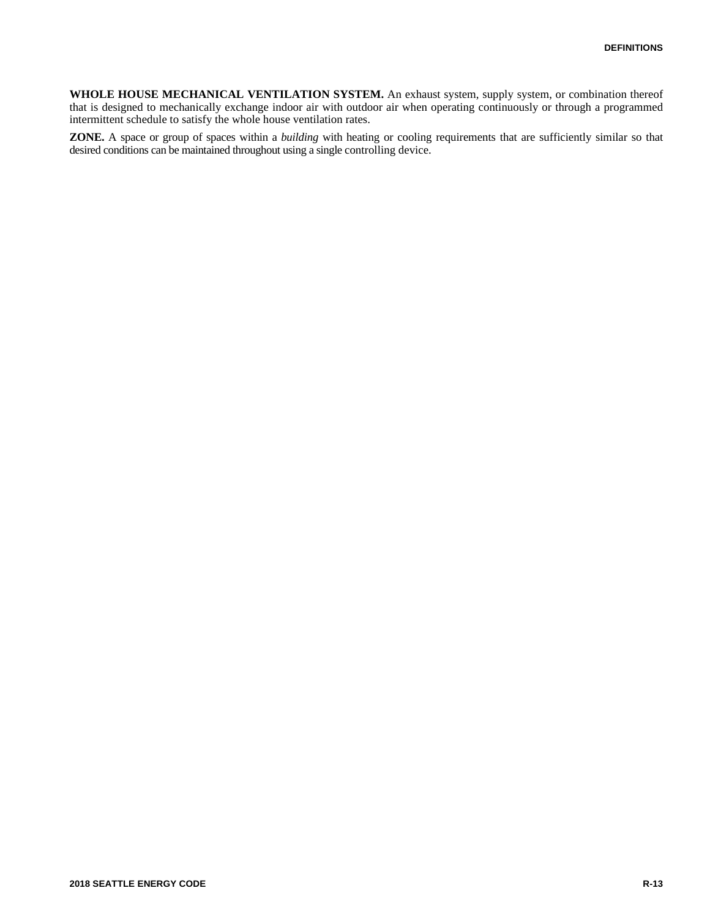**WHOLE HOUSE MECHANICAL VENTILATION SYSTEM.** An exhaust system, supply system, or combination thereof that is designed to mechanically exchange indoor air with outdoor air when operating continuously or through a programmed intermittent schedule to satisfy the whole house ventilation rates.

**ZONE.** A space or group of spaces within a *building* with heating or cooling requirements that are sufficiently similar so that desired conditions can be maintained throughout using a single controlling device.